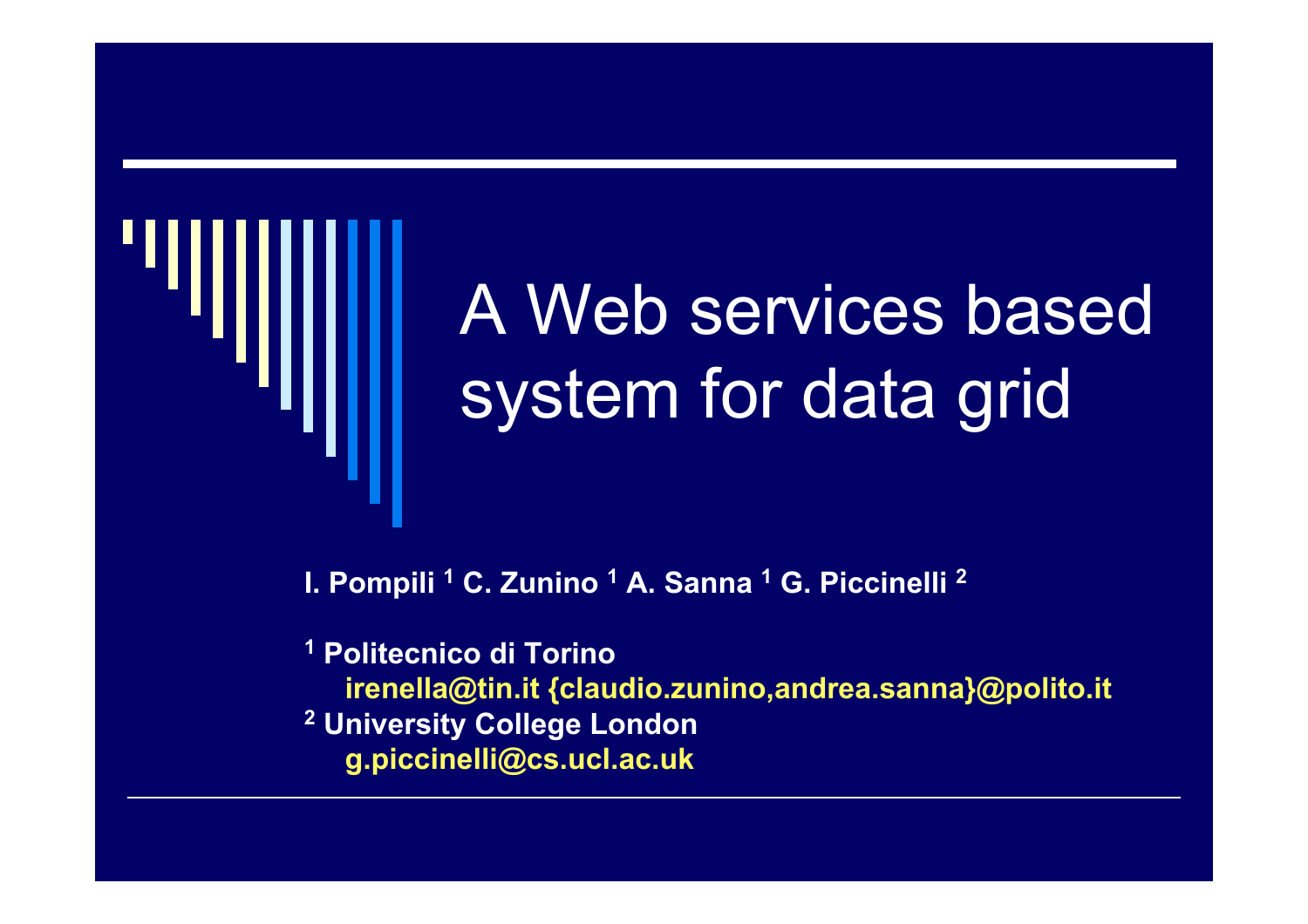# A Web services based system for data grid

**I. Pompili [1] C. Zunino [1] A. Sanna [1] G. Piccinelli [2]**

**[1] Politecnico di Torino**
**irenella@tin.it {claudio.zunino,andrea.sanna}@polito.it**
**[2] University College London**
**g.piccinelli@cs.ucl.ac.uk**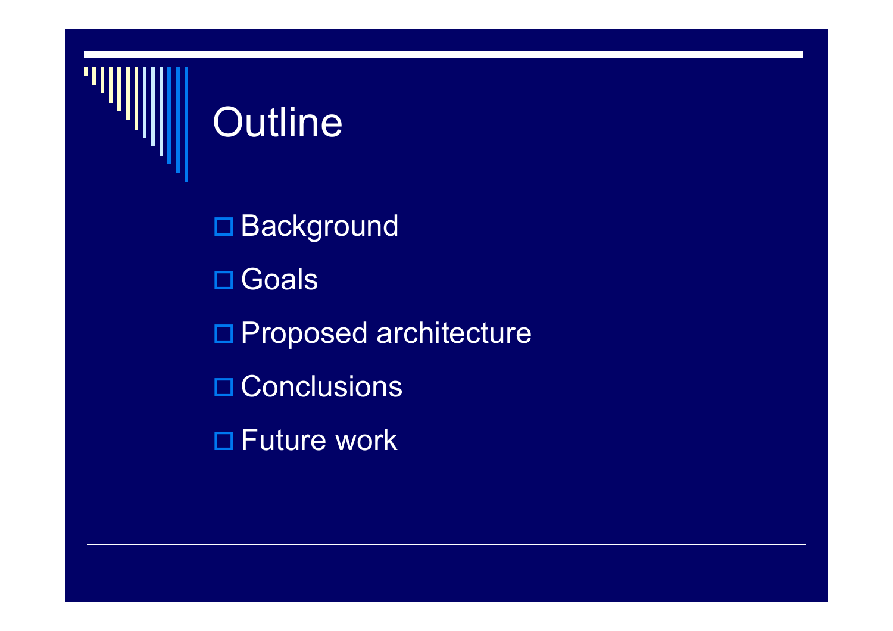# Outline

- Background
- Goals
- Proposed architecture
- Conclusions
- Future work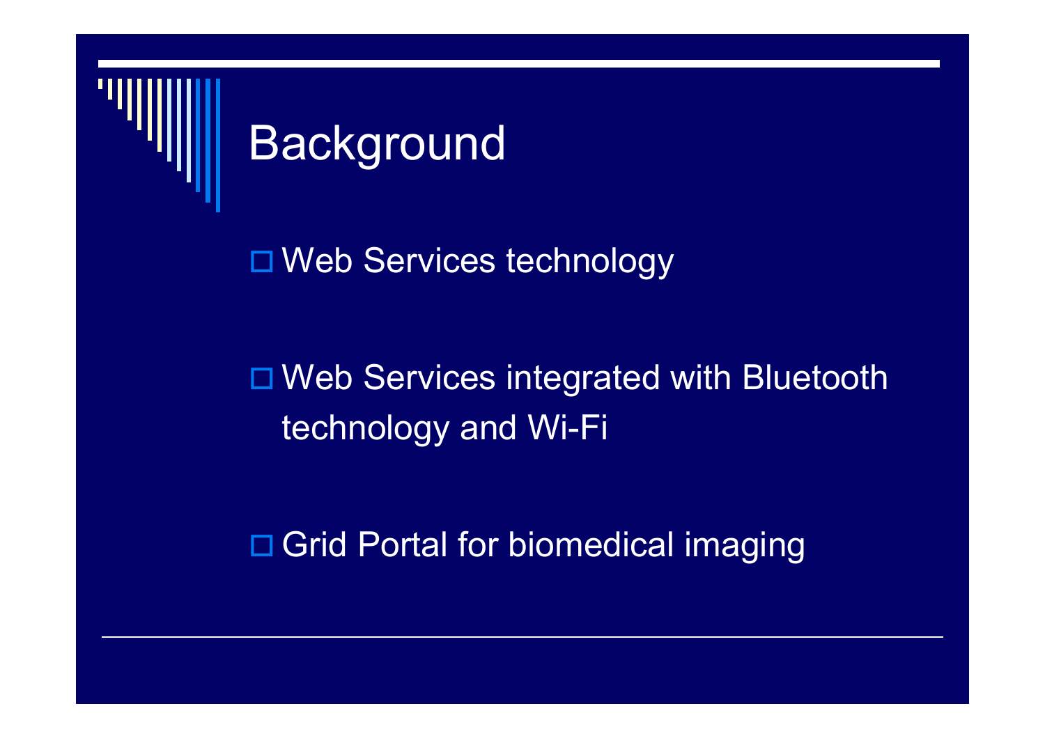# Background

- Web Services technology
- Web Services integrated with Bluetooth technology and Wi-Fi
- Grid Portal for biomedical imaging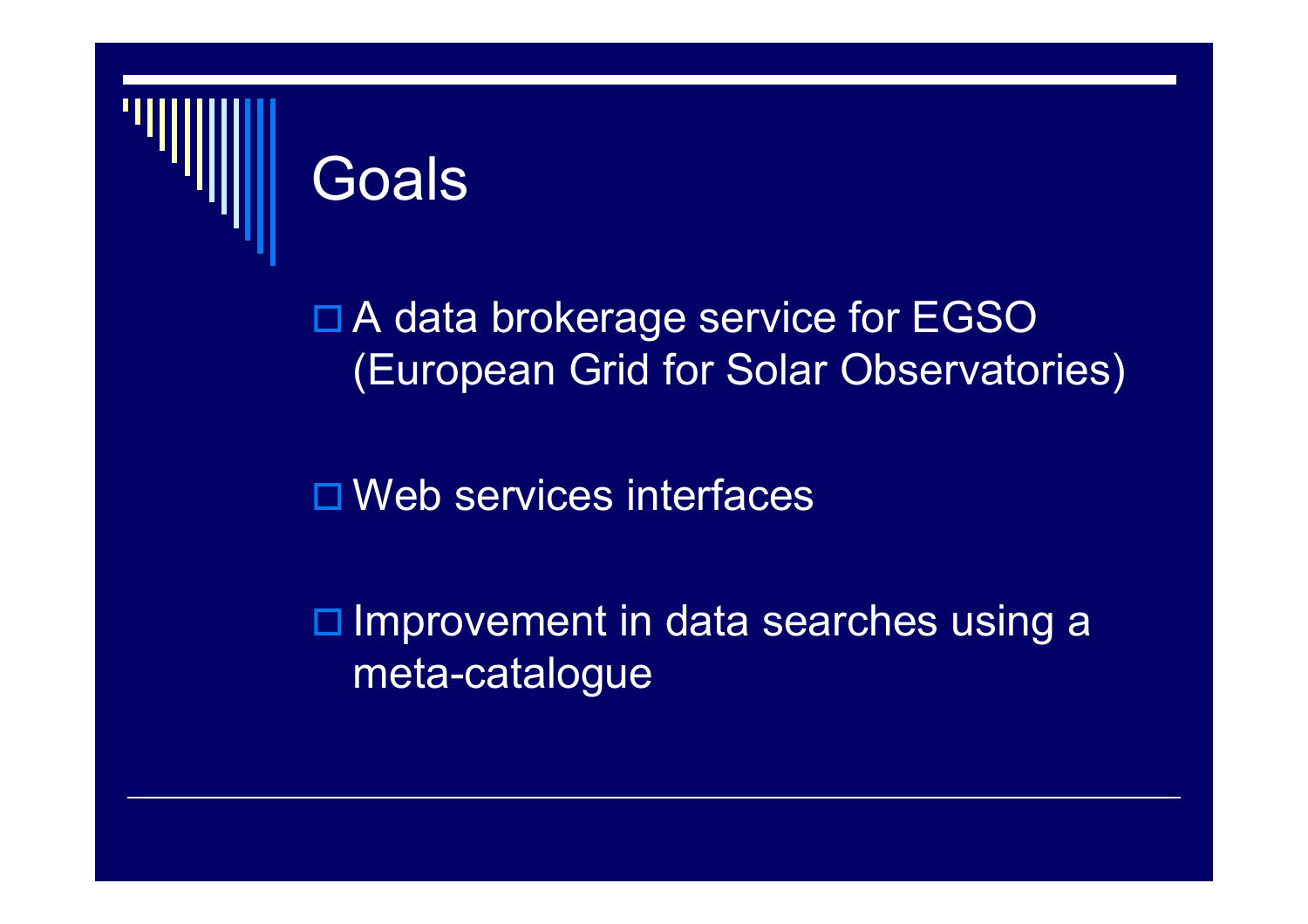# Goals

- A data brokerage service for EGSO (European Grid for Solar Observatories)
- Web services interfaces
- Improvement in data searches using a meta-catalogue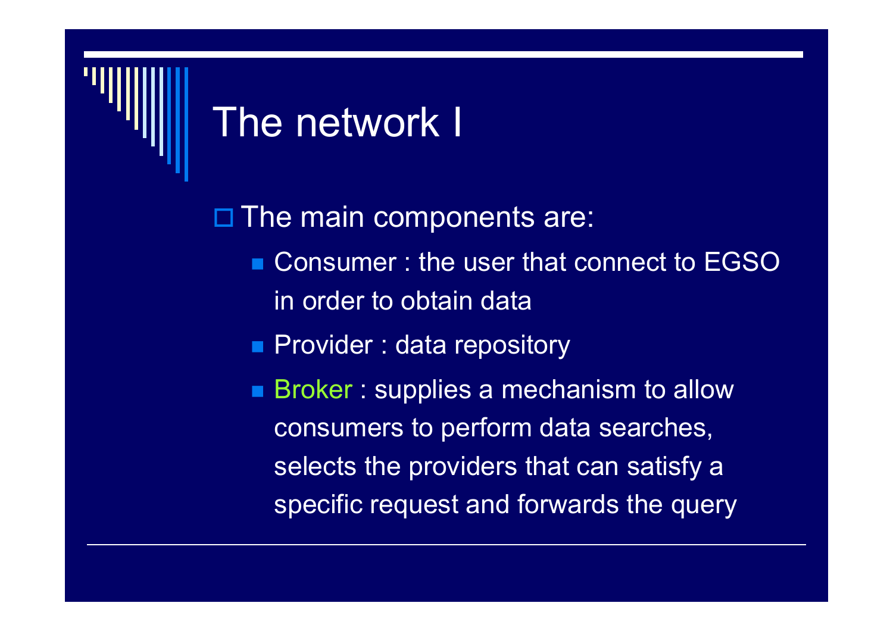# The network I

- The main components are:
  - Consumer : the user that connect to EGSO in order to obtain data
  - Provider : data repository
  - Broker : supplies a mechanism to allow consumers to perform data searches, selects the providers that can satisfy a specific request and forwards the query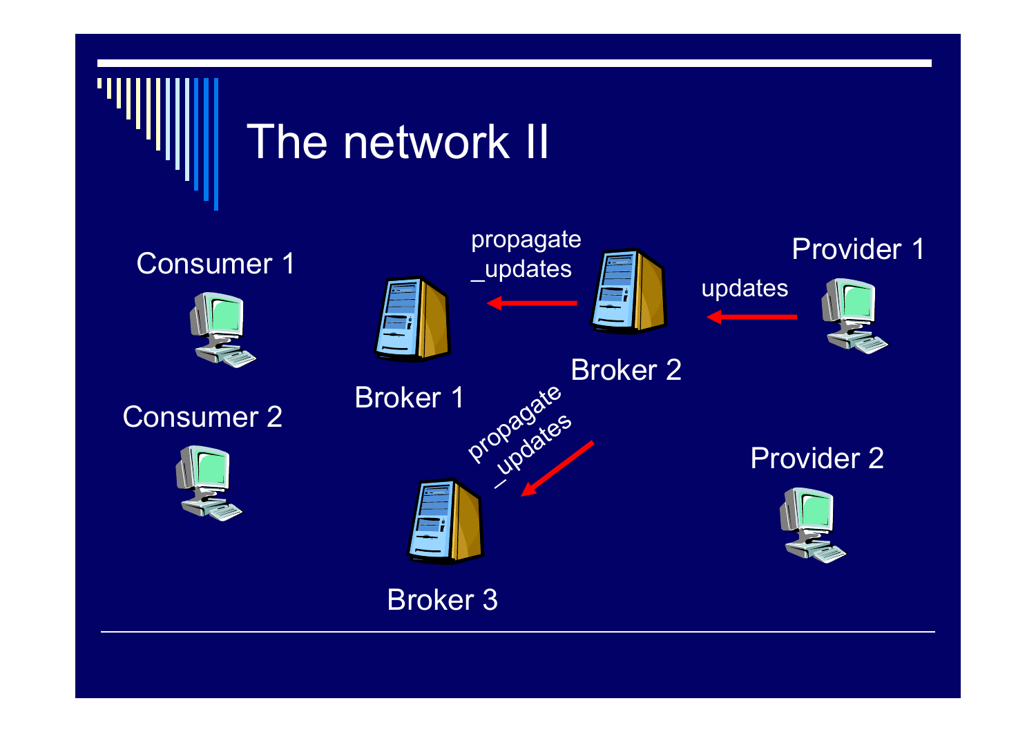# The network II

Consumer 1

Consumer 2

Broker 1

propagate_updates

Broker 2

updates

Provider 1

propagate_updates

Broker 3

Provider 2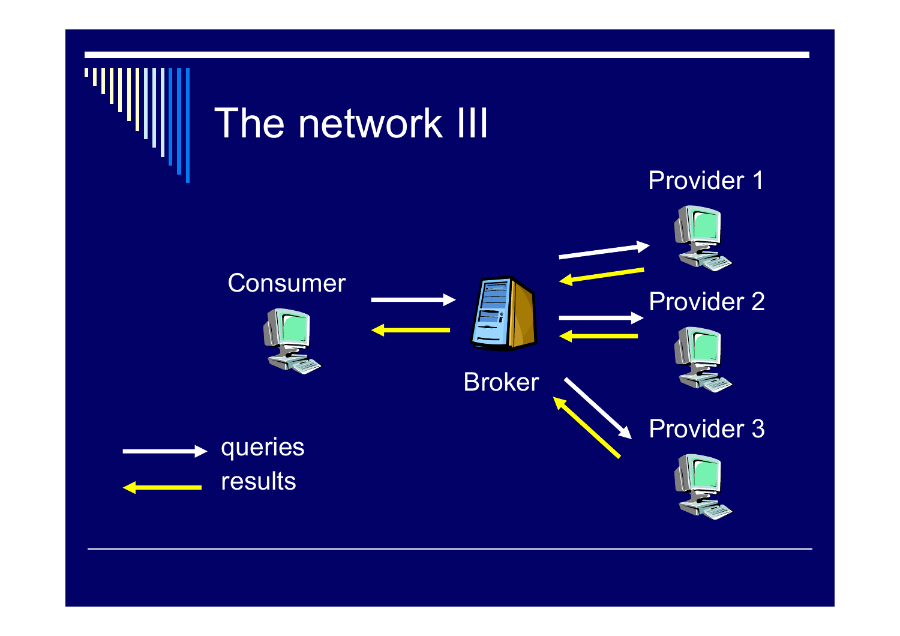# The network III

Provider 1

Consumer

Provider 2

Broker

Provider 3

queries

results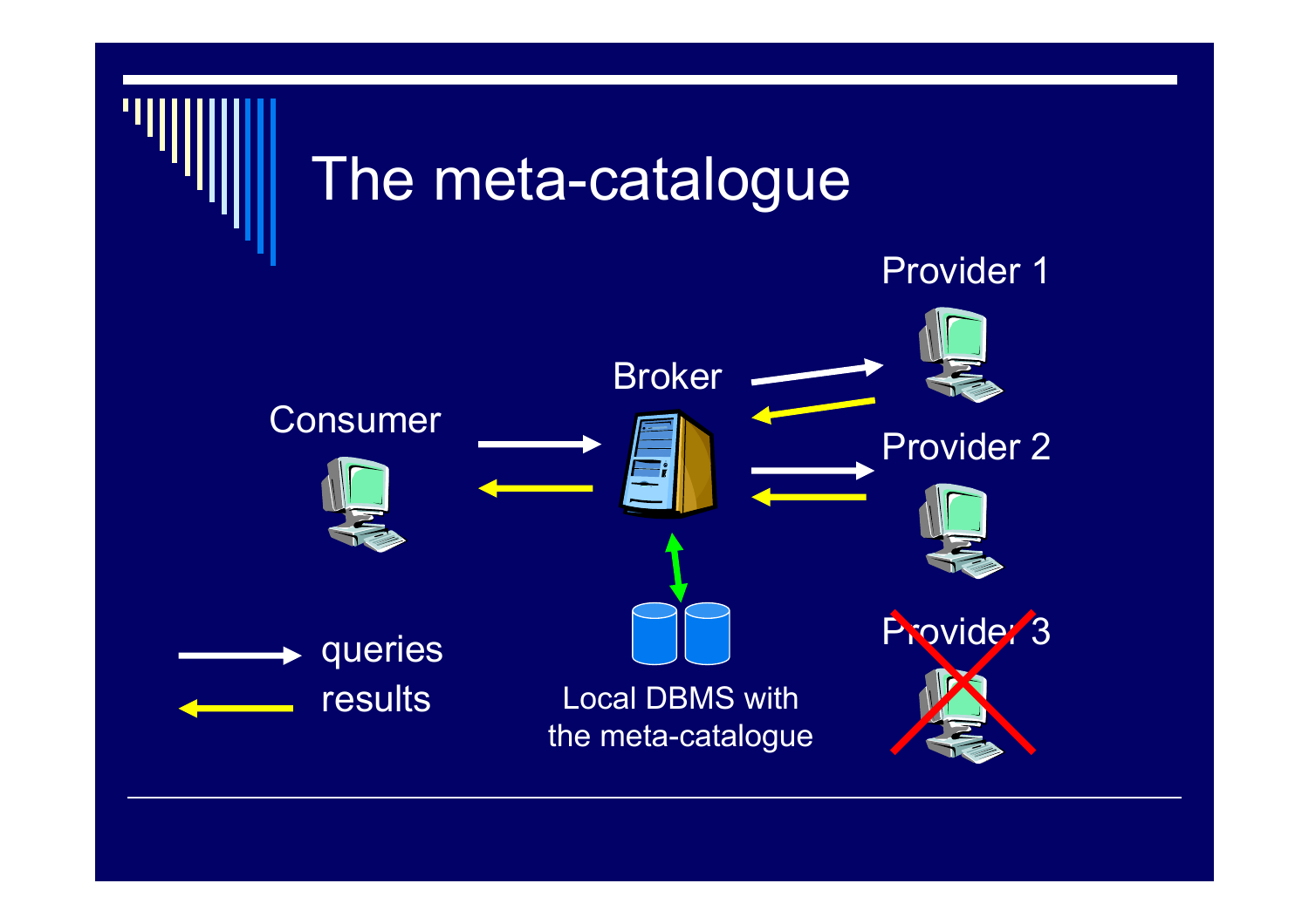# The meta-catalogue

Consumer

Broker

Provider 1

Provider 2

Provider 3

queries

results

Local DBMS with the meta-catalogue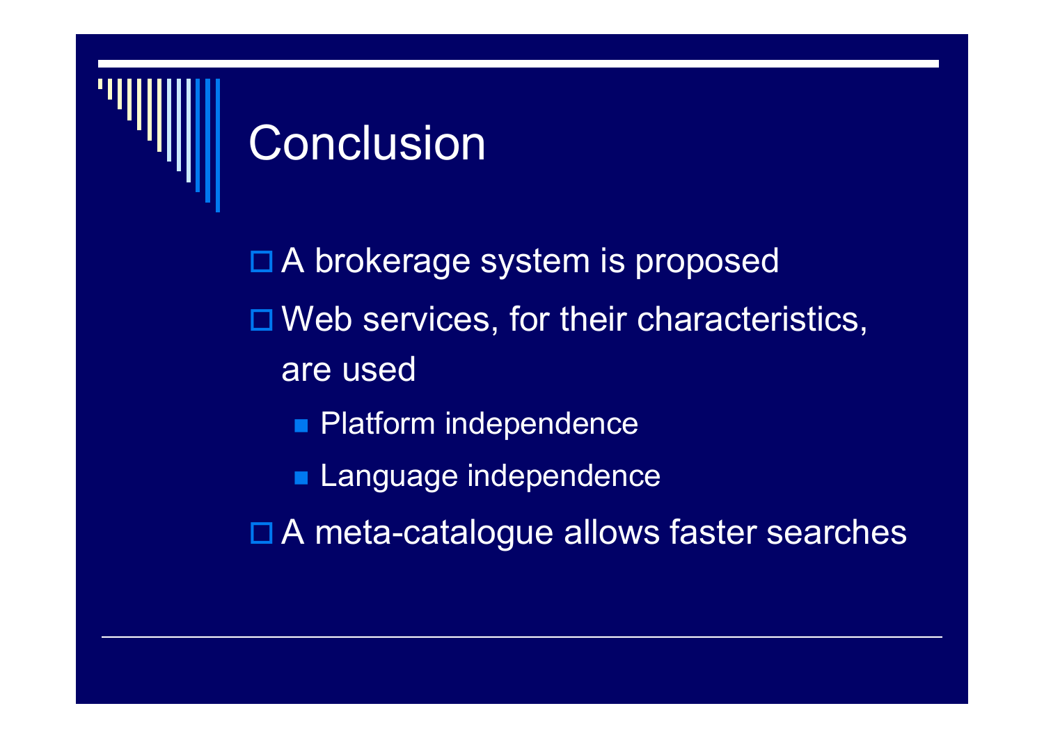# Conclusion

- A brokerage system is proposed
- Web services, for their characteristics, are used
  - Platform independence
  - Language independence
- A meta-catalogue allows faster searches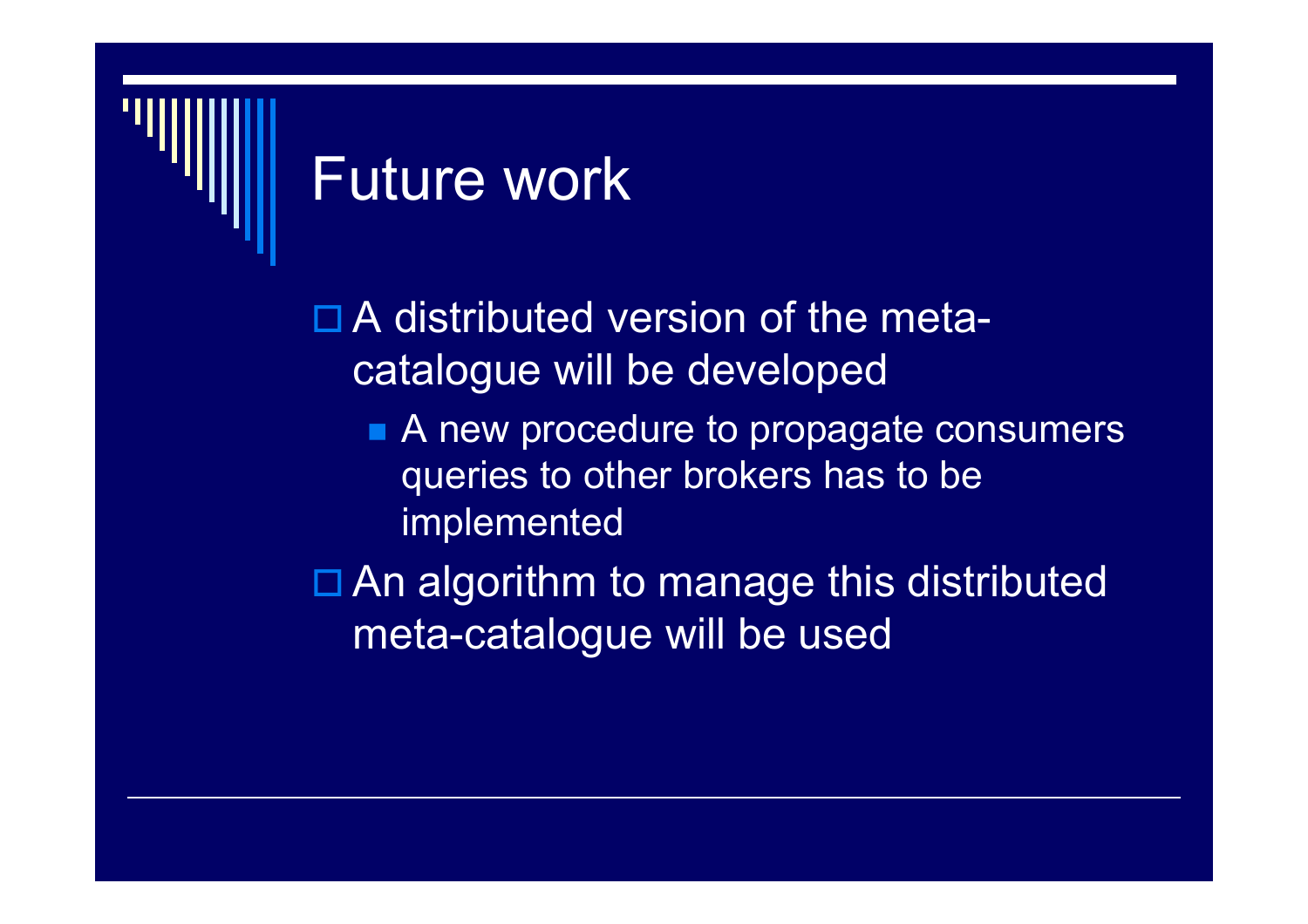# Future work

- A distributed version of the meta-catalogue will be developed
  - A new procedure to propagate consumers queries to other brokers has to be implemented
- An algorithm to manage this distributed meta-catalogue will be used